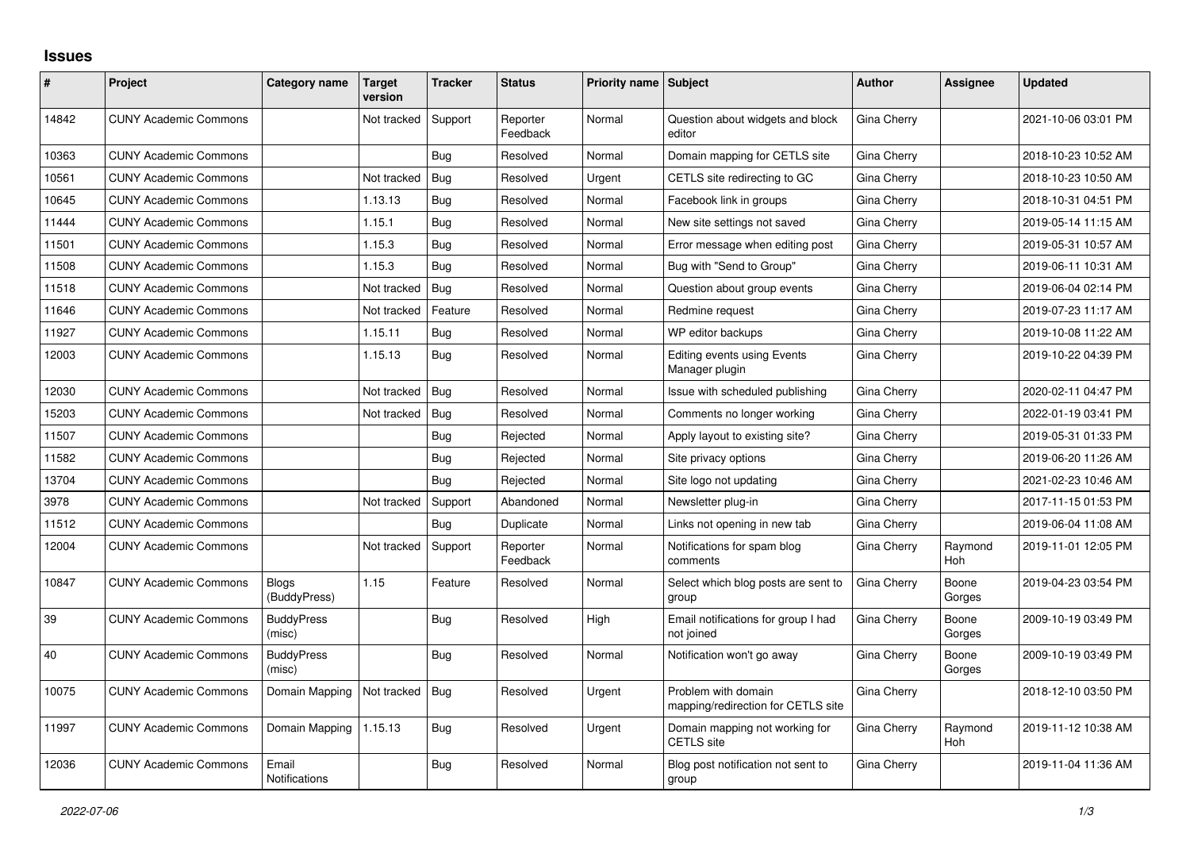# Issues

| # | Project | Category name | Target version | Tracker | Status | Priority name | Subject | Author | Assignee | Updated |
|---|---|---|---|---|---|---|---|---|---|---|
| 14842 | CUNY Academic Commons | | Not tracked | Support | Reporter Feedback | Normal | Question about widgets and block editor | Gina Cherry | | 2021-10-06 03:01 PM |
| 10363 | CUNY Academic Commons | | | Bug | Resolved | Normal | Domain mapping for CETLS site | Gina Cherry | | 2018-10-23 10:52 AM |
| 10561 | CUNY Academic Commons | | Not tracked | Bug | Resolved | Urgent | CETLS site redirecting to GC | Gina Cherry | | 2018-10-23 10:50 AM |
| 10645 | CUNY Academic Commons | | 1.13.13 | Bug | Resolved | Normal | Facebook link in groups | Gina Cherry | | 2018-10-31 04:51 PM |
| 11444 | CUNY Academic Commons | | 1.15.1 | Bug | Resolved | Normal | New site settings not saved | Gina Cherry | | 2019-05-14 11:15 AM |
| 11501 | CUNY Academic Commons | | 1.15.3 | Bug | Resolved | Normal | Error message when editing post | Gina Cherry | | 2019-05-31 10:57 AM |
| 11508 | CUNY Academic Commons | | 1.15.3 | Bug | Resolved | Normal | Bug with "Send to Group" | Gina Cherry | | 2019-06-11 10:31 AM |
| 11518 | CUNY Academic Commons | | Not tracked | Bug | Resolved | Normal | Question about group events | Gina Cherry | | 2019-06-04 02:14 PM |
| 11646 | CUNY Academic Commons | | Not tracked | Feature | Resolved | Normal | Redmine request | Gina Cherry | | 2019-07-23 11:17 AM |
| 11927 | CUNY Academic Commons | | 1.15.11 | Bug | Resolved | Normal | WP editor backups | Gina Cherry | | 2019-10-08 11:22 AM |
| 12003 | CUNY Academic Commons | | 1.15.13 | Bug | Resolved | Normal | Editing events using Events Manager plugin | Gina Cherry | | 2019-10-22 04:39 PM |
| 12030 | CUNY Academic Commons | | Not tracked | Bug | Resolved | Normal | Issue with scheduled publishing | Gina Cherry | | 2020-02-11 04:47 PM |
| 15203 | CUNY Academic Commons | | Not tracked | Bug | Resolved | Normal | Comments no longer working | Gina Cherry | | 2022-01-19 03:41 PM |
| 11507 | CUNY Academic Commons | | | Bug | Rejected | Normal | Apply layout to existing site? | Gina Cherry | | 2019-05-31 01:33 PM |
| 11582 | CUNY Academic Commons | | | Bug | Rejected | Normal | Site privacy options | Gina Cherry | | 2019-06-20 11:26 AM |
| 13704 | CUNY Academic Commons | | | Bug | Rejected | Normal | Site logo not updating | Gina Cherry | | 2021-02-23 10:46 AM |
| 3978 | CUNY Academic Commons | | Not tracked | Support | Abandoned | Normal | Newsletter plug-in | Gina Cherry | | 2017-11-15 01:53 PM |
| 11512 | CUNY Academic Commons | | | Bug | Duplicate | Normal | Links not opening in new tab | Gina Cherry | | 2019-06-04 11:08 AM |
| 12004 | CUNY Academic Commons | | Not tracked | Support | Reporter Feedback | Normal | Notifications for spam blog comments | Gina Cherry | Raymond Hoh | 2019-11-01 12:05 PM |
| 10847 | CUNY Academic Commons | Blogs (BuddyPress) | 1.15 | Feature | Resolved | Normal | Select which blog posts are sent to group | Gina Cherry | Boone Gorges | 2019-04-23 03:54 PM |
| 39 | CUNY Academic Commons | BuddyPress (misc) | | Bug | Resolved | High | Email notifications for group I had not joined | Gina Cherry | Boone Gorges | 2009-10-19 03:49 PM |
| 40 | CUNY Academic Commons | BuddyPress (misc) | | Bug | Resolved | Normal | Notification won't go away | Gina Cherry | Boone Gorges | 2009-10-19 03:49 PM |
| 10075 | CUNY Academic Commons | Domain Mapping | Not tracked | Bug | Resolved | Urgent | Problem with domain mapping/redirection for CETLS site | Gina Cherry | | 2018-12-10 03:50 PM |
| 11997 | CUNY Academic Commons | Domain Mapping | 1.15.13 | Bug | Resolved | Urgent | Domain mapping not working for CETLS site | Gina Cherry | Raymond Hoh | 2019-11-12 10:38 AM |
| 12036 | CUNY Academic Commons | Email Notifications | | Bug | Resolved | Normal | Blog post notification not sent to group | Gina Cherry | | 2019-11-04 11:36 AM |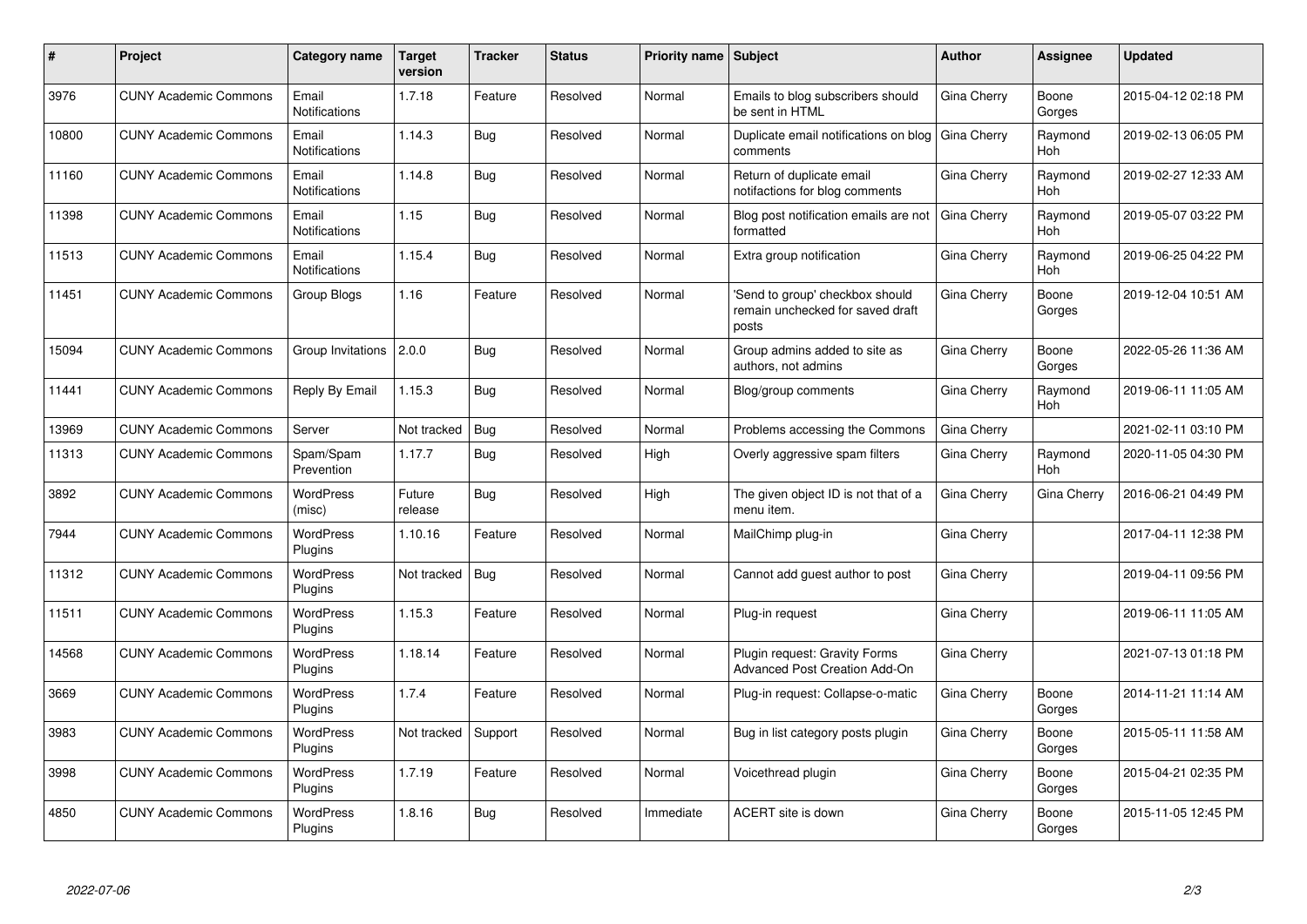| # | Project | Category name | Target version | Tracker | Status | Priority name | Subject | Author | Assignee | Updated |
|---|---|---|---|---|---|---|---|---|---|---|
| 3976 | CUNY Academic Commons | Email Notifications | 1.7.18 | Feature | Resolved | Normal | Emails to blog subscribers should be sent in HTML | Gina Cherry | Boone Gorges | 2015-04-12 02:18 PM |
| 10800 | CUNY Academic Commons | Email Notifications | 1.14.3 | Bug | Resolved | Normal | Duplicate email notifications on blog comments | Gina Cherry | Raymond Hoh | 2019-02-13 06:05 PM |
| 11160 | CUNY Academic Commons | Email Notifications | 1.14.8 | Bug | Resolved | Normal | Return of duplicate email notifactions for blog comments | Gina Cherry | Raymond Hoh | 2019-02-27 12:33 AM |
| 11398 | CUNY Academic Commons | Email Notifications | 1.15 | Bug | Resolved | Normal | Blog post notification emails are not formatted | Gina Cherry | Raymond Hoh | 2019-05-07 03:22 PM |
| 11513 | CUNY Academic Commons | Email Notifications | 1.15.4 | Bug | Resolved | Normal | Extra group notification | Gina Cherry | Raymond Hoh | 2019-06-25 04:22 PM |
| 11451 | CUNY Academic Commons | Group Blogs | 1.16 | Feature | Resolved | Normal | 'Send to group' checkbox should remain unchecked for saved draft posts | Gina Cherry | Boone Gorges | 2019-12-04 10:51 AM |
| 15094 | CUNY Academic Commons | Group Invitations | 2.0.0 | Bug | Resolved | Normal | Group admins added to site as authors, not admins | Gina Cherry | Boone Gorges | 2022-05-26 11:36 AM |
| 11441 | CUNY Academic Commons | Reply By Email | 1.15.3 | Bug | Resolved | Normal | Blog/group comments | Gina Cherry | Raymond Hoh | 2019-06-11 11:05 AM |
| 13969 | CUNY Academic Commons | Server | Not tracked | Bug | Resolved | Normal | Problems accessing the Commons | Gina Cherry | | 2021-02-11 03:10 PM |
| 11313 | CUNY Academic Commons | Spam/Spam Prevention | 1.17.7 | Bug | Resolved | High | Overly aggressive spam filters | Gina Cherry | Raymond Hoh | 2020-11-05 04:30 PM |
| 3892 | CUNY Academic Commons | WordPress (misc) | Future release | Bug | Resolved | High | The given object ID is not that of a menu item. | Gina Cherry | Gina Cherry | 2016-06-21 04:49 PM |
| 7944 | CUNY Academic Commons | WordPress Plugins | 1.10.16 | Feature | Resolved | Normal | MailChimp plug-in | Gina Cherry | | 2017-04-11 12:38 PM |
| 11312 | CUNY Academic Commons | WordPress Plugins | Not tracked | Bug | Resolved | Normal | Cannot add guest author to post | Gina Cherry | | 2019-04-11 09:56 PM |
| 11511 | CUNY Academic Commons | WordPress Plugins | 1.15.3 | Feature | Resolved | Normal | Plug-in request | Gina Cherry | | 2019-06-11 11:05 AM |
| 14568 | CUNY Academic Commons | WordPress Plugins | 1.18.14 | Feature | Resolved | Normal | Plugin request: Gravity Forms Advanced Post Creation Add-On | Gina Cherry | | 2021-07-13 01:18 PM |
| 3669 | CUNY Academic Commons | WordPress Plugins | 1.7.4 | Feature | Resolved | Normal | Plug-in request: Collapse-o-matic | Gina Cherry | Boone Gorges | 2014-11-21 11:14 AM |
| 3983 | CUNY Academic Commons | WordPress Plugins | Not tracked | Support | Resolved | Normal | Bug in list category posts plugin | Gina Cherry | Boone Gorges | 2015-05-11 11:58 AM |
| 3998 | CUNY Academic Commons | WordPress Plugins | 1.7.19 | Feature | Resolved | Normal | Voicethread plugin | Gina Cherry | Boone Gorges | 2015-04-21 02:35 PM |
| 4850 | CUNY Academic Commons | WordPress Plugins | 1.8.16 | Bug | Resolved | Immediate | ACERT site is down | Gina Cherry | Boone Gorges | 2015-11-05 12:45 PM |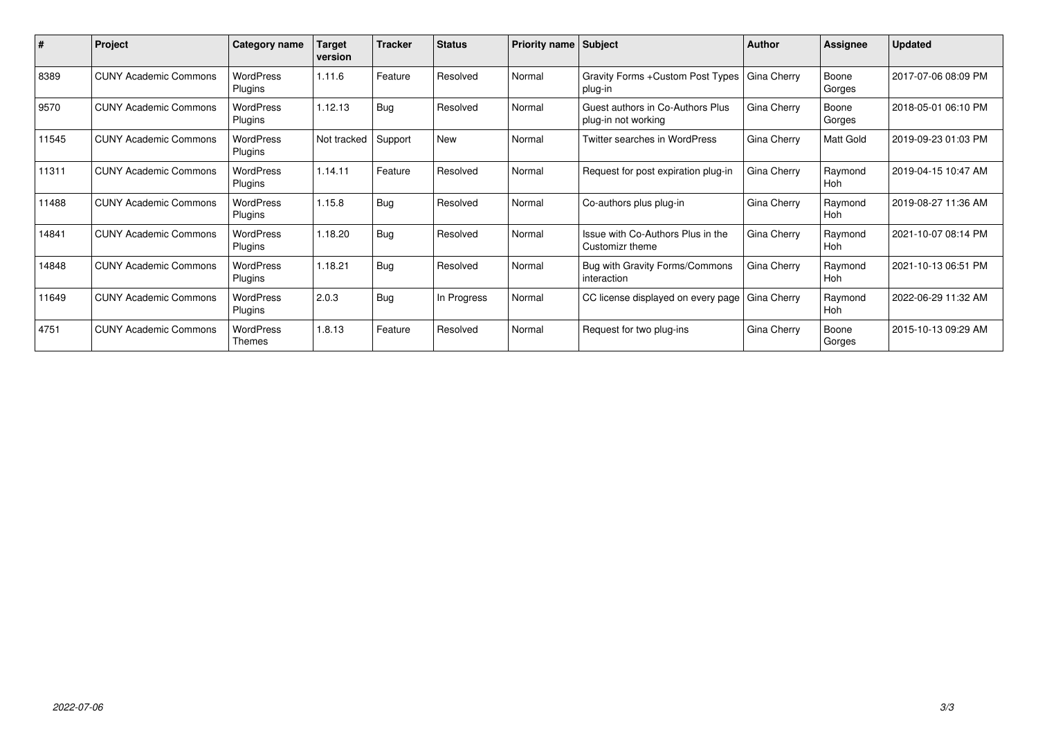| # | Project | Category name | Target version | Tracker | Status | Priority name | Subject | Author | Assignee | Updated |
|---|---|---|---|---|---|---|---|---|---|---|
| 8389 | CUNY Academic Commons | WordPress Plugins | 1.11.6 | Feature | Resolved | Normal | Gravity Forms +Custom Post Types plug-in | Gina Cherry | Boone Gorges | 2017-07-06 08:09 PM |
| 9570 | CUNY Academic Commons | WordPress Plugins | 1.12.13 | Bug | Resolved | Normal | Guest authors in Co-Authors Plus plug-in not working | Gina Cherry | Boone Gorges | 2018-05-01 06:10 PM |
| 11545 | CUNY Academic Commons | WordPress Plugins | Not tracked | Support | New | Normal | Twitter searches in WordPress | Gina Cherry | Matt Gold | 2019-09-23 01:03 PM |
| 11311 | CUNY Academic Commons | WordPress Plugins | 1.14.11 | Feature | Resolved | Normal | Request for post expiration plug-in | Gina Cherry | Raymond Hoh | 2019-04-15 10:47 AM |
| 11488 | CUNY Academic Commons | WordPress Plugins | 1.15.8 | Bug | Resolved | Normal | Co-authors plus plug-in | Gina Cherry | Raymond Hoh | 2019-08-27 11:36 AM |
| 14841 | CUNY Academic Commons | WordPress Plugins | 1.18.20 | Bug | Resolved | Normal | Issue with Co-Authors Plus in the Customizr theme | Gina Cherry | Raymond Hoh | 2021-10-07 08:14 PM |
| 14848 | CUNY Academic Commons | WordPress Plugins | 1.18.21 | Bug | Resolved | Normal | Bug with Gravity Forms/Commons interaction | Gina Cherry | Raymond Hoh | 2021-10-13 06:51 PM |
| 11649 | CUNY Academic Commons | WordPress Plugins | 2.0.3 | Bug | In Progress | Normal | CC license displayed on every page | Gina Cherry | Raymond Hoh | 2022-06-29 11:32 AM |
| 4751 | CUNY Academic Commons | WordPress Themes | 1.8.13 | Feature | Resolved | Normal | Request for two plug-ins | Gina Cherry | Boone Gorges | 2015-10-13 09:29 AM |